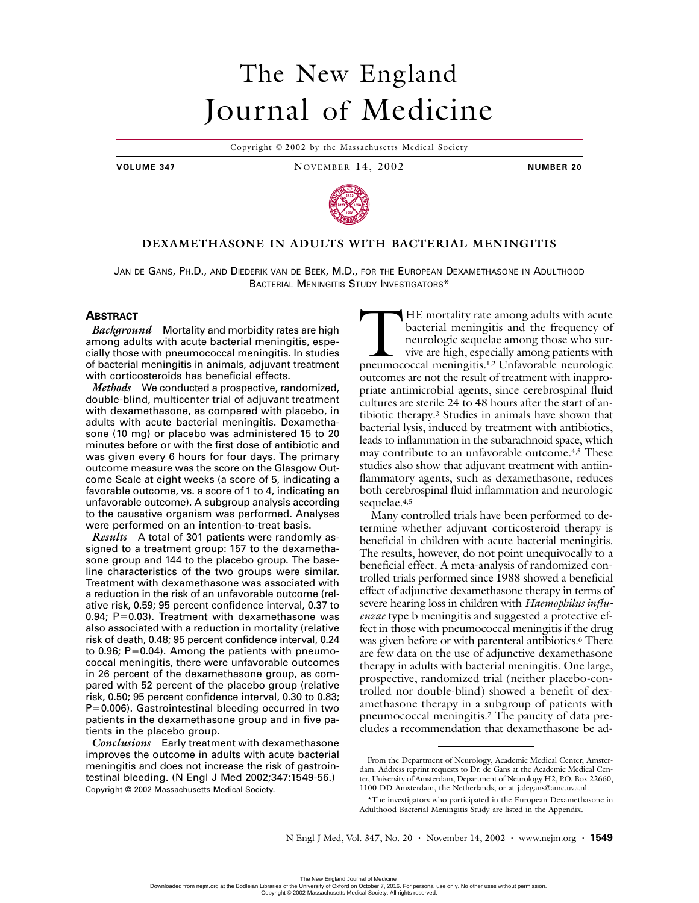# The New England Journal of Medicine

Copyright © 2002 by the Massachusetts Medical Society

**VOLUME 347** NOVEMBER 14, 2002 **NUMBER 20**

## DEXAMETHASONE IN ADULTS WITH BACTERIAL MENINGITIS

JAN DE GANS, PH.D., AND DIEDERIK VAN DE BEEK, M.D., FOR THE EUROPEAN DEXAMETHASONE IN ADULTHOOD BACTERIAL MENINGITIS STUDY INVESTIGATORS*

### ABSTRACT

***Background*** Mortality and morbidity rates are high among adults with acute bacterial meningitis, especially those with pneumococcal meningitis. In studies of bacterial meningitis in animals, adjuvant treatment with corticosteroids has beneficial effects.

***Methods*** We conducted a prospective, randomized, double-blind, multicenter trial of adjuvant treatment with dexamethasone, as compared with placebo, in adults with acute bacterial meningitis. Dexamethasone (10 mg) or placebo was administered 15 to 20 minutes before or with the first dose of antibiotic and was given every 6 hours for four days. The primary outcome measure was the score on the Glasgow Outcome Scale at eight weeks (a score of 5, indicating a favorable outcome, vs. a score of 1 to 4, indicating an unfavorable outcome). A subgroup analysis according to the causative organism was performed. Analyses were performed on an intention-to-treat basis.

***Results*** A total of 301 patients were randomly assigned to a treatment group: 157 to the dexamethasone group and 144 to the placebo group. The baseline characteristics of the two groups were similar. Treatment with dexamethasone was associated with a reduction in the risk of an unfavorable outcome (relative risk, 0.59; 95 percent confidence interval, 0.37 to 0.94; P=0.03). Treatment with dexamethasone was also associated with a reduction in mortality (relative risk of death, 0.48; 95 percent confidence interval, 0.24 to 0.96; P=0.04). Among the patients with pneumococcal meningitis, there were unfavorable outcomes in 26 percent of the dexamethasone group, as compared with 52 percent of the placebo group (relative risk, 0.50; 95 percent confidence interval, 0.30 to 0.83; P=0.006). Gastrointestinal bleeding occurred in two patients in the dexamethasone group and in five patients in the placebo group.

***Conclusions*** Early treatment with dexamethasone improves the outcome in adults with acute bacterial meningitis and does not increase the risk of gastrointestinal bleeding. (N Engl J Med 2002;347:1549-56.)

Copyright © 2002 Massachusetts Medical Society.

THE mortality rate among adults with acute bacterial meningitis and the frequency of neurologic sequelae among those who survive are high, especially among patients with pneumococcal meningitis.[1,2] Unfavorable neurologic outcomes are not the result of treatment with inappropriate antimicrobial agents, since cerebrospinal fluid cultures are sterile 24 to 48 hours after the start of antibiotic therapy.[3] Studies in animals have shown that bacterial lysis, induced by treatment with antibiotics, leads to inflammation in the subarachnoid space, which may contribute to an unfavorable outcome.[4,5] These studies also show that adjuvant treatment with antiinflammatory agents, such as dexamethasone, reduces both cerebrospinal fluid inflammation and neurologic sequelae.[4,5]

Many controlled trials have been performed to determine whether adjuvant corticosteroid therapy is beneficial in children with acute bacterial meningitis. The results, however, do not point unequivocally to a beneficial effect. A meta-analysis of randomized controlled trials performed since 1988 showed a beneficial effect of adjunctive dexamethasone therapy in terms of severe hearing loss in children with *Haemophilus influenzae* type b meningitis and suggested a protective effect in those with pneumococcal meningitis if the drug was given before or with parenteral antibiotics.[6] There are few data on the use of adjunctive dexamethasone therapy in adults with bacterial meningitis. One large, prospective, randomized trial (neither placebo-controlled nor double-blind) showed a benefit of dexamethasone therapy in a subgroup of patients with pneumococcal meningitis.[7] The paucity of data precludes a recommendation that dexamethasone be ad-

From the Department of Neurology, Academic Medical Center, Amsterdam. Address reprint requests to Dr. de Gans at the Academic Medical Center, University of Amsterdam, Department of Neurology H2, P.O. Box 22660, 1100 DD Amsterdam, the Netherlands, or at j.degans@amc.uva.nl.

*The investigators who participated in the European Dexamethasone in Adulthood Bacterial Meningitis Study are listed in the Appendix.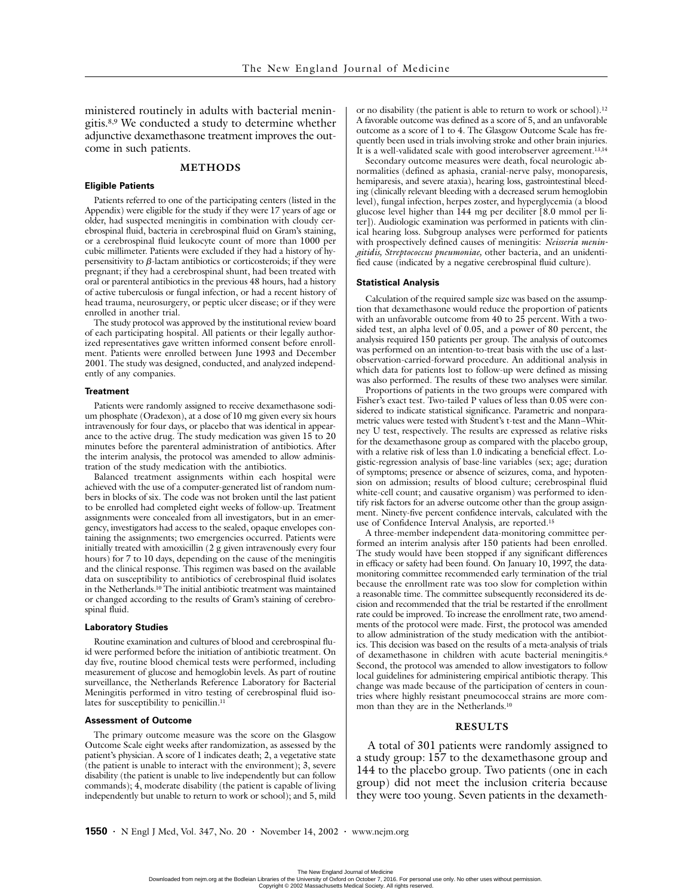ministered routinely in adults with bacterial meningitis.[8,9] We conducted a study to determine whether adjunctive dexamethasone treatment improves the outcome in such patients.

## METHODS

### Eligible Patients

Patients referred to one of the participating centers (listed in the Appendix) were eligible for the study if they were 17 years of age or older, had suspected meningitis in combination with cloudy cerebrospinal fluid, bacteria in cerebrospinal fluid on Gram's staining, or a cerebrospinal fluid leukocyte count of more than 1000 per cubic millimeter. Patients were excluded if they had a history of hypersensitivity to $\beta$-lactam antibiotics or corticosteroids; if they were pregnant; if they had a cerebrospinal shunt, had been treated with oral or parenteral antibiotics in the previous 48 hours, had a history of active tuberculosis or fungal infection, or had a recent history of head trauma, neurosurgery, or peptic ulcer disease; or if they were enrolled in another trial.

The study protocol was approved by the institutional review board of each participating hospital. All patients or their legally authorized representatives gave written informed consent before enrollment. Patients were enrolled between June 1993 and December 2001. The study was designed, conducted, and analyzed independently of any companies.

### Treatment

Patients were randomly assigned to receive dexamethasone sodium phosphate (Oradexon), at a dose of 10 mg given every six hours intravenously for four days, or placebo that was identical in appearance to the active drug. The study medication was given 15 to 20 minutes before the parenteral administration of antibiotics. After the interim analysis, the protocol was amended to allow administration of the study medication with the antibiotics.

Balanced treatment assignments within each hospital were achieved with the use of a computer-generated list of random numbers in blocks of six. The code was not broken until the last patient to be enrolled had completed eight weeks of follow-up. Treatment assignments were concealed from all investigators, but in an emergency, investigators had access to the sealed, opaque envelopes containing the assignments; two emergencies occurred. Patients were initially treated with amoxicillin (2 g given intravenously every four hours) for 7 to 10 days, depending on the cause of the meningitis and the clinical response. This regimen was based on the available data on susceptibility to antibiotics of cerebrospinal fluid isolates in the Netherlands.[10] The initial antibiotic treatment was maintained or changed according to the results of Gram's staining of cerebrospinal fluid.

### Laboratory Studies

Routine examination and cultures of blood and cerebrospinal fluid were performed before the initiation of antibiotic treatment. On day five, routine blood chemical tests were performed, including measurement of glucose and hemoglobin levels. As part of routine surveillance, the Netherlands Reference Laboratory for Bacterial Meningitis performed in vitro testing of cerebrospinal fluid isolates for susceptibility to penicillin.[11]

### Assessment of Outcome

The primary outcome measure was the score on the Glasgow Outcome Scale eight weeks after randomization, as assessed by the patient's physician. A score of 1 indicates death; 2, a vegetative state (the patient is unable to interact with the environment); 3, severe disability (the patient is unable to live independently but can follow commands); 4, moderate disability (the patient is capable of living independently but unable to return to work or school); and 5, mild or no disability (the patient is able to return to work or school).[12] A favorable outcome was defined as a score of 5, and an unfavorable outcome as a score of 1 to 4. The Glasgow Outcome Scale has frequently been used in trials involving stroke and other brain injuries. It is a well-validated scale with good interobserver agreement.[13,14]

Secondary outcome measures were death, focal neurologic abnormalities (defined as aphasia, cranial-nerve palsy, monoparesis, hemiparesis, and severe ataxia), hearing loss, gastrointestinal bleeding (clinically relevant bleeding with a decreased serum hemoglobin level), fungal infection, herpes zoster, and hyperglycemia (a blood glucose level higher than 144 mg per deciliter [8.0 mmol per liter]). Audiologic examination was performed in patients with clinical hearing loss. Subgroup analyses were performed for patients with prospectively defined causes of meningitis: *Neisseria meningitidis, Streptococcus pneumoniae,* other bacteria, and an unidentified cause (indicated by a negative cerebrospinal fluid culture).

### Statistical Analysis

Calculation of the required sample size was based on the assumption that dexamethasone would reduce the proportion of patients with an unfavorable outcome from 40 to 25 percent. With a two-sided test, an alpha level of 0.05, and a power of 80 percent, the analysis required 150 patients per group. The analysis of outcomes was performed on an intention-to-treat basis with the use of a last-observation-carried-forward procedure. An additional analysis in which data for patients lost to follow-up were defined as missing was also performed. The results of these two analyses were similar.

Proportions of patients in the two groups were compared with Fisher's exact test. Two-tailed P values of less than 0.05 were considered to indicate statistical significance. Parametric and nonparametric values were tested with Student's t-test and the Mann–Whitney U test, respectively. The results are expressed as relative risks for the dexamethasone group as compared with the placebo group, with a relative risk of less than 1.0 indicating a beneficial effect. Logistic-regression analysis of base-line variables (sex; age; duration of symptoms; presence or absence of seizures, coma, and hypotension on admission; results of blood culture; cerebrospinal fluid white-cell count; and causative organism) was performed to identify risk factors for an adverse outcome other than the group assignment. Ninety-five percent confidence intervals, calculated with the use of Confidence Interval Analysis, are reported.[15]

A three-member independent data-monitoring committee performed an interim analysis after 150 patients had been enrolled. The study would have been stopped if any significant differences in efficacy or safety had been found. On January 10, 1997, the data-monitoring committee recommended early termination of the trial because the enrollment rate was too slow for completion within a reasonable time. The committee subsequently reconsidered its decision and recommended that the trial be restarted if the enrollment rate could be improved. To increase the enrollment rate, two amendments of the protocol were made. First, the protocol was amended to allow administration of the study medication with the antibiotics. This decision was based on the results of a meta-analysis of trials of dexamethasone in children with acute bacterial meningitis.[6] Second, the protocol was amended to allow investigators to follow local guidelines for administering empirical antibiotic therapy. This change was made because of the participation of centers in countries where highly resistant pneumococcal strains are more common than they are in the Netherlands.[10]

## RESULTS

A total of 301 patients were randomly assigned to a study group: 157 to the dexamethasone group and 144 to the placebo group. Two patients (one in each group) did not meet the inclusion criteria because they were too young. Seven patients in the dexameth-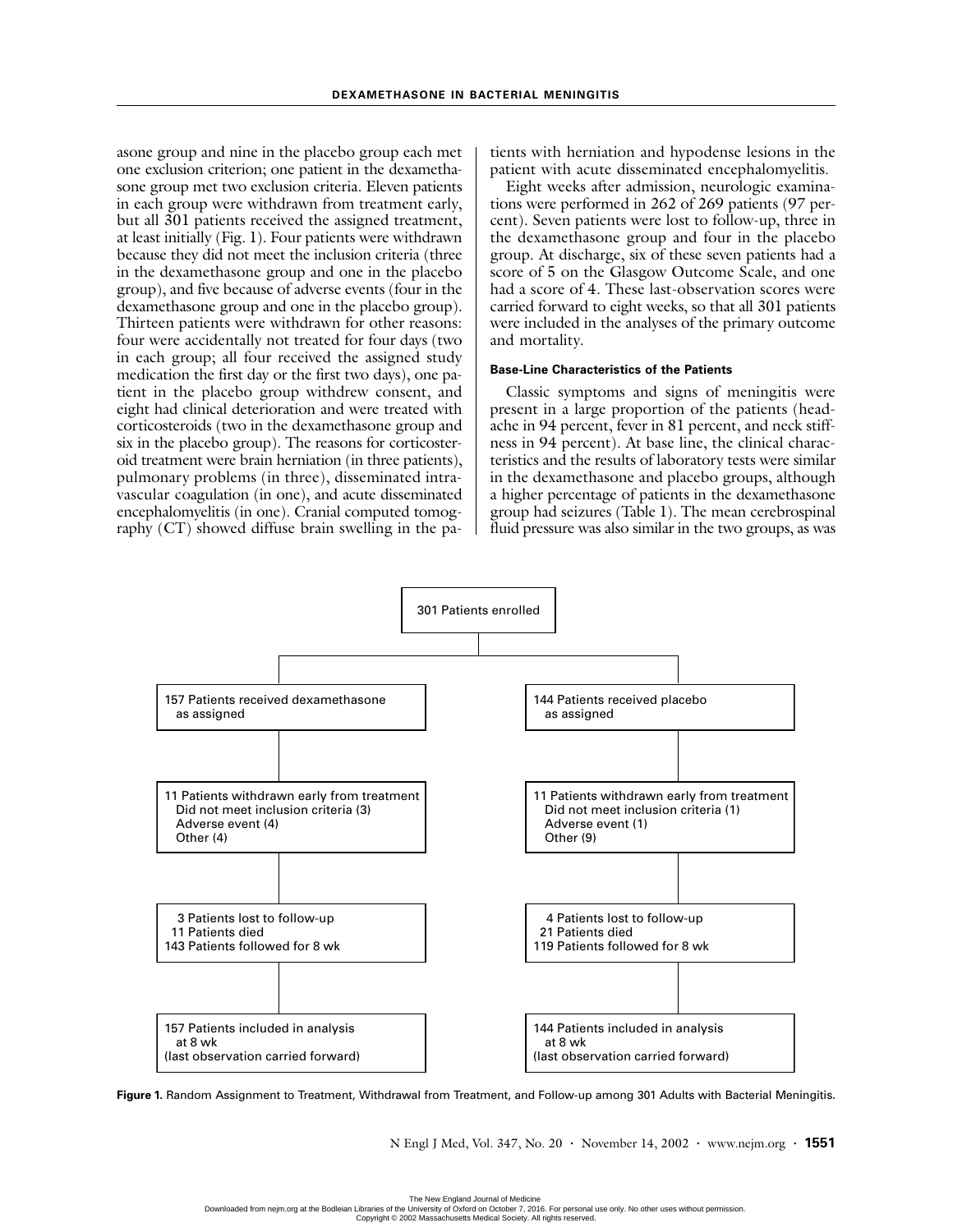asone group and nine in the placebo group each met one exclusion criterion; one patient in the dexamethasone group met two exclusion criteria. Eleven patients in each group were withdrawn from treatment early, but all 301 patients received the assigned treatment, at least initially (Fig. 1). Four patients were withdrawn because they did not meet the inclusion criteria (three in the dexamethasone group and one in the placebo group), and five because of adverse events (four in the dexamethasone group and one in the placebo group). Thirteen patients were withdrawn for other reasons: four were accidentally not treated for four days (two in each group; all four received the assigned study medication the first day or the first two days), one patient in the placebo group withdrew consent, and eight had clinical deterioration and were treated with corticosteroids (two in the dexamethasone group and six in the placebo group). The reasons for corticosteroid treatment were brain herniation (in three patients), pulmonary problems (in three), disseminated intravascular coagulation (in one), and acute disseminated encephalomyelitis (in one). Cranial computed tomography (CT) showed diffuse brain swelling in the patients with herniation and hypodense lesions in the patient with acute disseminated encephalomyelitis.

Eight weeks after admission, neurologic examinations were performed in 262 of 269 patients (97 percent). Seven patients were lost to follow-up, three in the dexamethasone group and four in the placebo group. At discharge, six of these seven patients had a score of 5 on the Glasgow Outcome Scale, and one had a score of 4. These last-observation scores were carried forward to eight weeks, so that all 301 patients were included in the analyses of the primary outcome and mortality.

### Base-Line Characteristics of the Patients

Classic symptoms and signs of meningitis were present in a large proportion of the patients (headache in 94 percent, fever in 81 percent, and neck stiffness in 94 percent). At base line, the clinical characteristics and the results of laboratory tests were similar in the dexamethasone and placebo groups, although a higher percentage of patients in the dexamethasone group had seizures (Table 1). The mean cerebrospinal fluid pressure was also similar in the two groups, as was

301 Patients enrolled

| Dexamethasone group | Placebo group |
|---|---|
| 157 Patients received dexamethasone as assigned | 144 Patients received placebo as assigned |
| 11 Patients withdrawn early from treatment<br>Did not meet inclusion criteria (3)<br>Adverse event (4)<br>Other (4) | 11 Patients withdrawn early from treatment<br>Did not meet inclusion criteria (1)<br>Adverse event (1)<br>Other (9) |
| 3 Patients lost to follow-up<br>11 Patients died<br>143 Patients followed for 8 wk | 4 Patients lost to follow-up<br>21 Patients died<br>119 Patients followed for 8 wk |
| 157 Patients included in analysis at 8 wk (last observation carried forward) | 144 Patients included in analysis at 8 wk (last observation carried forward) |

**Figure 1.** Random Assignment to Treatment, Withdrawal from Treatment, and Follow-up among 301 Adults with Bacterial Meningitis.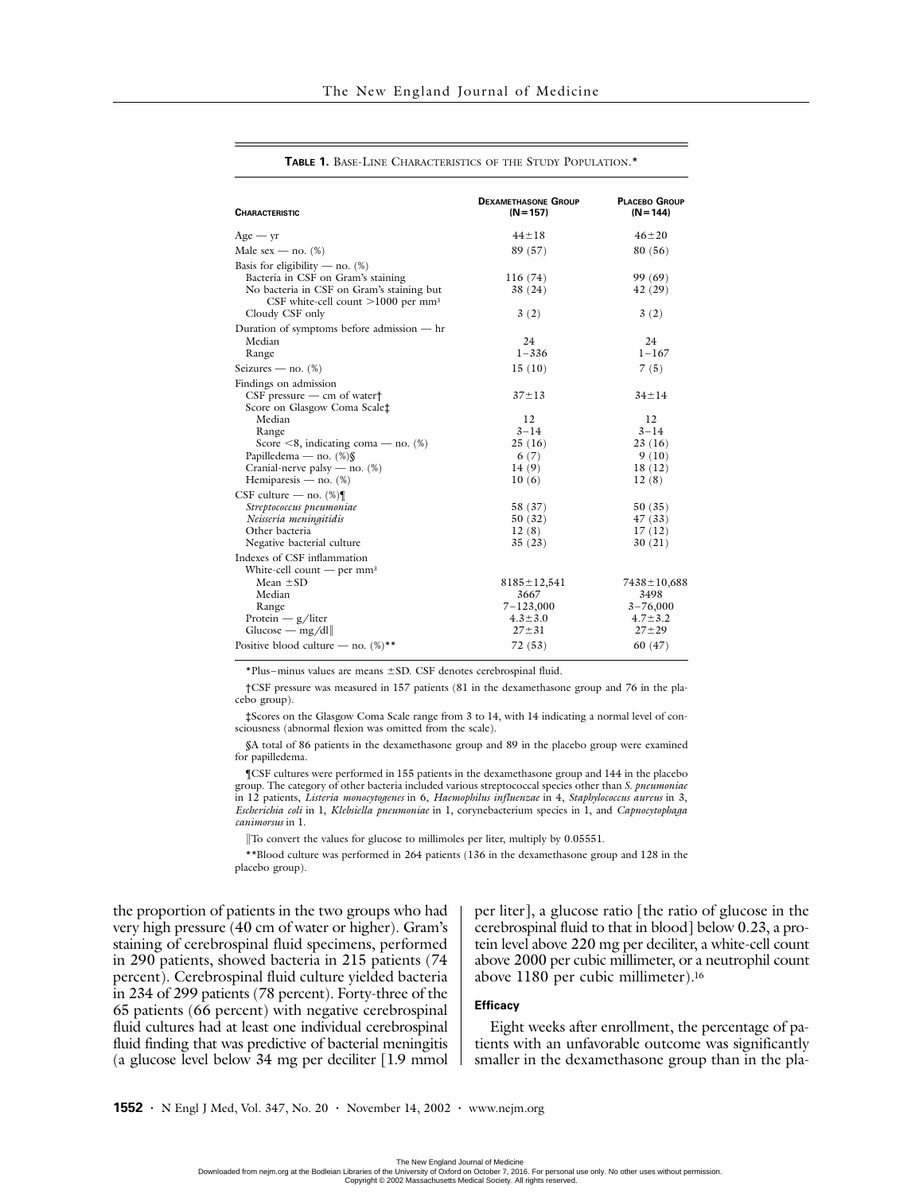**TABLE 1.** BASE-LINE CHARACTERISTICS OF THE STUDY POPULATION.*

| CHARACTERISTIC | DEXAMETHASONE GROUP (N=157) | PLACEBO GROUP (N=144) |
|---|---|---|
| Age — yr | 44±18 | 46±20 |
| Male sex — no. (%) | 89 (57) | 80 (56) |
| Basis for eligibility — no. (%) | | |
| Bacteria in CSF on Gram's staining | 116 (74) | 99 (69) |
| No bacteria in CSF on Gram's staining but CSF white-cell count >1000 per mm³ | 38 (24) | 42 (29) |
| Cloudy CSF only | 3 (2) | 3 (2) |
| Duration of symptoms before admission — hr | | |
| Median | 24 | 24 |
| Range | 1–336 | 1–167 |
| Seizures — no. (%) | 15 (10) | 7 (5) |
| Findings on admission | | |
| CSF pressure — cm of water† | 37±13 | 34±14 |
| Score on Glasgow Coma Scale‡ | | |
| Median | 12 | 12 |
| Range | 3–14 | 3–14 |
| Score <8, indicating coma — no. (%) | 25 (16) | 23 (16) |
| Papilledema — no. (%)§ | 6 (7) | 9 (10) |
| Cranial-nerve palsy — no. (%) | 14 (9) | 18 (12) |
| Hemiparesis — no. (%) | 10 (6) | 12 (8) |
| CSF culture — no. (%)¶ | | |
| *Streptococcus pneumoniae* | 58 (37) | 50 (35) |
| *Neisseria meningitidis* | 50 (32) | 47 (33) |
| Other bacteria | 12 (8) | 17 (12) |
| Negative bacterial culture | 35 (23) | 30 (21) |
| Indexes of CSF inflammation | | |
| White-cell count — per mm³ | | |
| Mean ±SD | 8185±12,541 | 7438±10,688 |
| Median | 3667 | 3498 |
| Range | 7–123,000 | 3–76,000 |
| Protein — g/liter | 4.3±3.0 | 4.7±3.2 |
| Glucose — mg/dl‖ | 27±31 | 27±29 |
| Positive blood culture — no. (%)** | 72 (53) | 60 (47) |

*Plus–minus values are means ±SD. CSF denotes cerebrospinal fluid.

†CSF pressure was measured in 157 patients (81 in the dexamethasone group and 76 in the placebo group).

‡Scores on the Glasgow Coma Scale range from 3 to 14, with 14 indicating a normal level of consciousness (abnormal flexion was omitted from the scale).

§A total of 86 patients in the dexamethasone group and 89 in the placebo group were examined for papilledema.

¶CSF cultures were performed in 155 patients in the dexamethasone group and 144 in the placebo group. The category of other bacteria included various streptococcal species other than *S. pneumoniae* in 12 patients, *Listeria monocytogenes* in 6, *Haemophilus influenzae* in 4, *Staphylococcus aureus* in 3, *Escherichia coli* in 1, *Klebsiella pneumoniae* in 1, corynebacterium species in 1, and *Capnocytophaga canimorsus* in 1.

‖To convert the values for glucose to millimoles per liter, multiply by 0.05551.

**Blood culture was performed in 264 patients (136 in the dexamethasone group and 128 in the placebo group).

the proportion of patients in the two groups who had very high pressure (40 cm of water or higher). Gram's staining of cerebrospinal fluid specimens, performed in 290 patients, showed bacteria in 215 patients (74 percent). Cerebrospinal fluid culture yielded bacteria in 234 of 299 patients (78 percent). Forty-three of the 65 patients (66 percent) with negative cerebrospinal fluid cultures had at least one individual cerebrospinal fluid finding that was predictive of bacterial meningitis (a glucose level below 34 mg per deciliter [1.9 mmol per liter], a glucose ratio [the ratio of glucose in the cerebrospinal fluid to that in blood] below 0.23, a protein level above 220 mg per deciliter, a white-cell count above 2000 per cubic millimeter, or a neutrophil count above 1180 per cubic millimeter).[16]

### Efficacy

Eight weeks after enrollment, the percentage of patients with an unfavorable outcome was significantly smaller in the dexamethasone group than in the pla-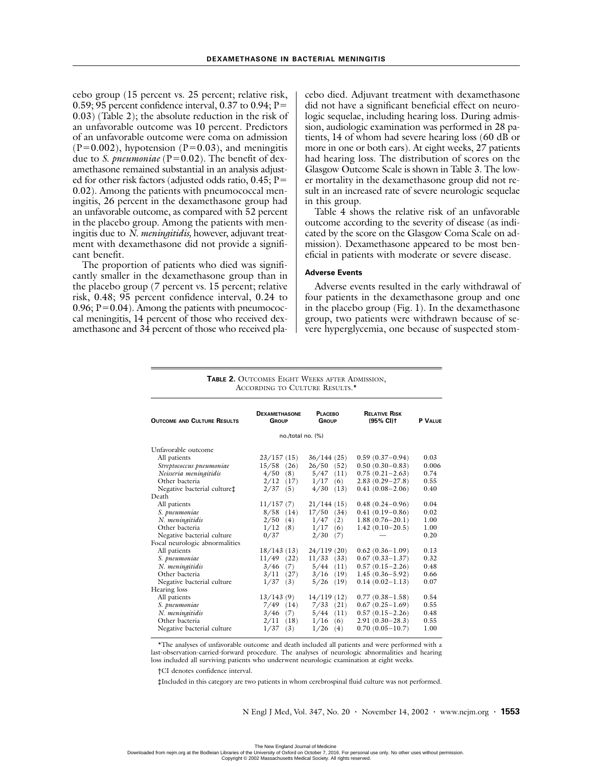cebo group (15 percent vs. 25 percent; relative risk, 0.59; 95 percent confidence interval, 0.37 to 0.94; P=0.03) (Table 2); the absolute reduction in the risk of an unfavorable outcome was 10 percent. Predictors of an unfavorable outcome were coma on admission (P=0.002), hypotension (P=0.03), and meningitis due to *S. pneumoniae* (P=0.02). The benefit of dexamethasone remained substantial in an analysis adjusted for other risk factors (adjusted odds ratio, 0.45; P=0.02). Among the patients with pneumococcal meningitis, 26 percent in the dexamethasone group had an unfavorable outcome, as compared with 52 percent in the placebo group. Among the patients with meningitis due to *N. meningitidis,* however, adjuvant treatment with dexamethasone did not provide a significant benefit.

The proportion of patients who died was significantly smaller in the dexamethasone group than in the placebo group (7 percent vs. 15 percent; relative risk, 0.48; 95 percent confidence interval, 0.24 to 0.96; P=0.04). Among the patients with pneumococcal meningitis, 14 percent of those who received dexamethasone and 34 percent of those who received placebo died. Adjuvant treatment with dexamethasone did not have a significant beneficial effect on neurologic sequelae, including hearing loss. During admission, audiologic examination was performed in 28 patients, 14 of whom had severe hearing loss (60 dB or more in one or both ears). At eight weeks, 27 patients had hearing loss. The distribution of scores on the Glasgow Outcome Scale is shown in Table 3. The lower mortality in the dexamethasone group did not result in an increased rate of severe neurologic sequelae in this group.

Table 4 shows the relative risk of an unfavorable outcome according to the severity of disease (as indicated by the score on the Glasgow Coma Scale on admission). Dexamethasone appeared to be most beneficial in patients with moderate or severe disease.

### Adverse Events

Adverse events resulted in the early withdrawal of four patients in the dexamethasone group and one in the placebo group (Fig. 1). In the dexamethasone group, two patients were withdrawn because of severe hyperglycemia, one because of suspected stom-

**TABLE 2.** Outcomes Eight Weeks after Admission, According to Culture Results.*

| Outcome and Culture Results | Dexamethasone Group | Placebo Group | Relative Risk (95% CI)† | P Value |
|---|---|---|---|---|
| | no./total no. (%) | | | |
| Unfavorable outcome | | | | |
| All patients | 23/157 (15) | 36/144 (25) | 0.59 (0.37–0.94) | 0.03 |
| *Streptococcus pneumoniae* | 15/58 (26) | 26/50 (52) | 0.50 (0.30–0.83) | 0.006 |
| *Neisseria meningitidis* | 4/50 (8) | 5/47 (11) | 0.75 (0.21–2.63) | 0.74 |
| Other bacteria | 2/12 (17) | 1/17 (6) | 2.83 (0.29–27.8) | 0.55 |
| Negative bacterial culture‡ | 2/37 (5) | 4/30 (13) | 0.41 (0.08–2.06) | 0.40 |
| Death | | | | |
| All patients | 11/157 (7) | 21/144 (15) | 0.48 (0.24–0.96) | 0.04 |
| *S. pneumoniae* | 8/58 (14) | 17/50 (34) | 0.41 (0.19–0.86) | 0.02 |
| *N. meningitidis* | 2/50 (4) | 1/47 (2) | 1.88 (0.76–20.1) | 1.00 |
| Other bacteria | 1/12 (8) | 1/17 (6) | 1.42 (0.10–20.5) | 1.00 |
| Negative bacterial culture | 0/37 | 2/30 (7) | — | 0.20 |
| Focal neurologic abnormalities | | | | |
| All patients | 18/143 (13) | 24/119 (20) | 0.62 (0.36–1.09) | 0.13 |
| *S. pneumoniae* | 11/49 (22) | 11/33 (33) | 0.67 (0.33–1.37) | 0.32 |
| *N. meningitidis* | 3/46 (7) | 5/44 (11) | 0.57 (0.15–2.26) | 0.48 |
| Other bacteria | 3/11 (27) | 3/16 (19) | 1.45 (0.36–5.92) | 0.66 |
| Negative bacterial culture | 1/37 (3) | 5/26 (19) | 0.14 (0.02–1.13) | 0.07 |
| Hearing loss | | | | |
| All patients | 13/143 (9) | 14/119 (12) | 0.77 (0.38–1.58) | 0.54 |
| *S. pneumoniae* | 7/49 (14) | 7/33 (21) | 0.67 (0.25–1.69) | 0.55 |
| *N. meningitidis* | 3/46 (7) | 5/44 (11) | 0.57 (0.15–2.26) | 0.48 |
| Other bacteria | 2/11 (18) | 1/16 (6) | 2.91 (0.30–28.3) | 0.55 |
| Negative bacterial culture | 1/37 (3) | 1/26 (4) | 0.70 (0.05–10.7) | 1.00 |

*The analyses of unfavorable outcome and death included all patients and were performed with a last-observation-carried-forward procedure. The analyses of neurologic abnormalities and hearing loss included all surviving patients who underwent neurologic examination at eight weeks.

†CI denotes confidence interval.

‡Included in this category are two patients in whom cerebrospinal fluid culture was not performed.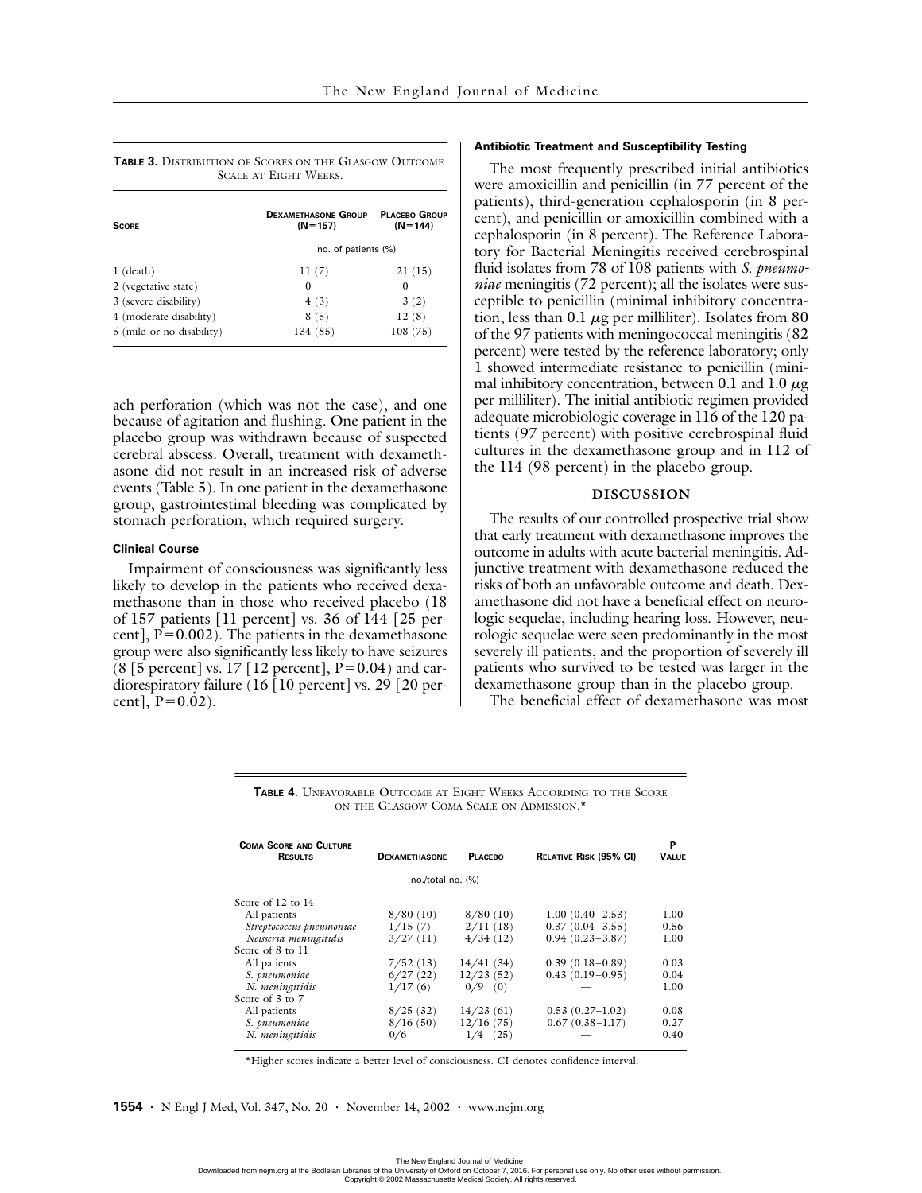**TABLE 3.** DISTRIBUTION OF SCORES ON THE GLASGOW OUTCOME SCALE AT EIGHT WEEKS.

| SCORE | DEXAMETHASONE GROUP (N=157) | PLACEBO GROUP (N=144) |
|---|---|---|
| | no. of patients (%) | |
| 1 (death) | 11 (7) | 21 (15) |
| 2 (vegetative state) | 0 | 0 |
| 3 (severe disability) | 4 (3) | 3 (2) |
| 4 (moderate disability) | 8 (5) | 12 (8) |
| 5 (mild or no disability) | 134 (85) | 108 (75) |

ach perforation (which was not the case), and one because of agitation and flushing. One patient in the placebo group was withdrawn because of suspected cerebral abscess. Overall, treatment with dexamethasone did not result in an increased risk of adverse events (Table 5). In one patient in the dexamethasone group, gastrointestinal bleeding was complicated by stomach perforation, which required surgery.

#### Clinical Course

Impairment of consciousness was significantly less likely to develop in the patients who received dexamethasone than in those who received placebo (18 of 157 patients [11 percent] vs. 36 of 144 [25 percent], P=0.002). The patients in the dexamethasone group were also significantly less likely to have seizures (8 [5 percent] vs. 17 [12 percent], P=0.04) and cardiorespiratory failure (16 [10 percent] vs. 29 [20 percent], P=0.02).

#### Antibiotic Treatment and Susceptibility Testing

The most frequently prescribed initial antibiotics were amoxicillin and penicillin (in 77 percent of the patients), third-generation cephalosporin (in 8 percent), and penicillin or amoxicillin combined with a cephalosporin (in 8 percent). The Reference Laboratory for Bacterial Meningitis received cerebrospinal fluid isolates from 78 of 108 patients with *S. pneumoniae* meningitis (72 percent); all the isolates were susceptible to penicillin (minimal inhibitory concentration, less than 0.1 μg per milliliter). Isolates from 80 of the 97 patients with meningococcal meningitis (82 percent) were tested by the reference laboratory; only 1 showed intermediate resistance to penicillin (minimal inhibitory concentration, between 0.1 and 1.0 μg per milliliter). The initial antibiotic regimen provided adequate microbiologic coverage in 116 of the 120 patients (97 percent) with positive cerebrospinal fluid cultures in the dexamethasone group and in 112 of the 114 (98 percent) in the placebo group.

## DISCUSSION

The results of our controlled prospective trial show that early treatment with dexamethasone improves the outcome in adults with acute bacterial meningitis. Adjunctive treatment with dexamethasone reduced the risks of both an unfavorable outcome and death. Dexamethasone did not have a beneficial effect on neurologic sequelae, including hearing loss. However, neurologic sequelae were seen predominantly in the most severely ill patients, and the proportion of severely ill patients who survived to be tested was larger in the dexamethasone group than in the placebo group.

The beneficial effect of dexamethasone was most

**TABLE 4.** UNFAVORABLE OUTCOME AT EIGHT WEEKS ACCORDING TO THE SCORE ON THE GLASGOW COMA SCALE ON ADMISSION.*

| COMA SCORE AND CULTURE RESULTS | DEXAMETHASONE | PLACEBO | RELATIVE RISK (95% CI) | P VALUE |
|---|---|---|---|---|
| | no./total no. (%) | | | |
| Score of 12 to 14 | | | | |
| All patients | 8/80 (10) | 8/80 (10) | 1.00 (0.40–2.53) | 1.00 |
| *Streptococcus pneumoniae* | 1/15 (7) | 2/11 (18) | 0.37 (0.04–3.55) | 0.56 |
| *Neisseria meningitidis* | 3/27 (11) | 4/34 (12) | 0.94 (0.23–3.87) | 1.00 |
| Score of 8 to 11 | | | | |
| All patients | 7/52 (13) | 14/41 (34) | 0.39 (0.18–0.89) | 0.03 |
| *S. pneumoniae* | 6/27 (22) | 12/23 (52) | 0.43 (0.19–0.95) | 0.04 |
| *N. meningitidis* | 1/17 (6) | 0/9 (0) | — | 1.00 |
| Score of 3 to 7 | | | | |
| All patients | 8/25 (32) | 14/23 (61) | 0.53 (0.27–1.02) | 0.08 |
| *S. pneumoniae* | 8/16 (50) | 12/16 (75) | 0.67 (0.38–1.17) | 0.27 |
| *N. meningitidis* | 0/6 | 1/4 (25) | — | 0.40 |

*Higher scores indicate a better level of consciousness. CI denotes confidence interval.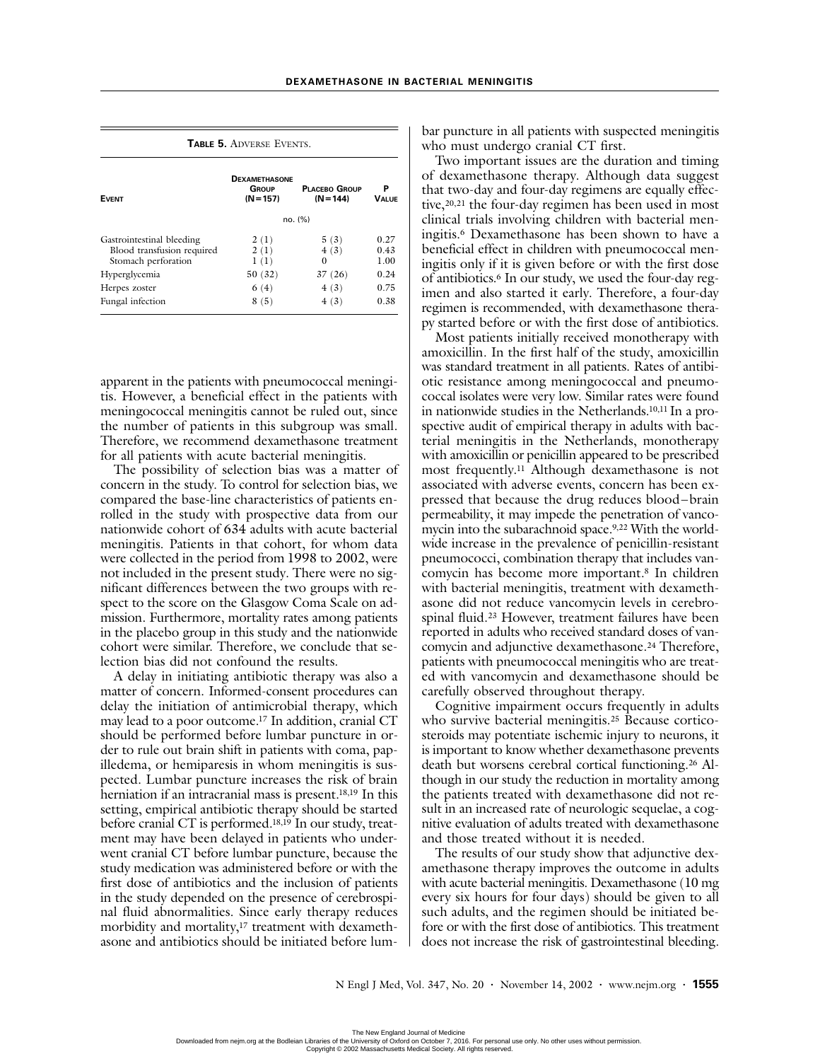**Table 5.** Adverse Events.

| Event | Dexamethasone Group (N=157) | Placebo Group (N=144) | P Value |
|---|---|---|---|
| | no. (%) | | |
| Gastrointestinal bleeding | 2 (1) | 5 (3) | 0.27 |
| Blood transfusion required | 2 (1) | 4 (3) | 0.43 |
| Stomach perforation | 1 (1) | 0 | 1.00 |
| Hyperglycemia | 50 (32) | 37 (26) | 0.24 |
| Herpes zoster | 6 (4) | 4 (3) | 0.75 |
| Fungal infection | 8 (5) | 4 (3) | 0.38 |

apparent in the patients with pneumococcal meningitis. However, a beneficial effect in the patients with meningococcal meningitis cannot be ruled out, since the number of patients in this subgroup was small. Therefore, we recommend dexamethasone treatment for all patients with acute bacterial meningitis.

The possibility of selection bias was a matter of concern in the study. To control for selection bias, we compared the base-line characteristics of patients enrolled in the study with prospective data from our nationwide cohort of 634 adults with acute bacterial meningitis. Patients in that cohort, for whom data were collected in the period from 1998 to 2002, were not included in the present study. There were no significant differences between the two groups with respect to the score on the Glasgow Coma Scale on admission. Furthermore, mortality rates among patients in the placebo group in this study and the nationwide cohort were similar. Therefore, we conclude that selection bias did not confound the results.

A delay in initiating antibiotic therapy was also a matter of concern. Informed-consent procedures can delay the initiation of antimicrobial therapy, which may lead to a poor outcome.[17] In addition, cranial CT should be performed before lumbar puncture in order to rule out brain shift in patients with coma, papilledema, or hemiparesis in whom meningitis is suspected. Lumbar puncture increases the risk of brain herniation if an intracranial mass is present.[18,19] In this setting, empirical antibiotic therapy should be started before cranial CT is performed.[18,19] In our study, treatment may have been delayed in patients who underwent cranial CT before lumbar puncture, because the study medication was administered before or with the first dose of antibiotics and the inclusion of patients in the study depended on the presence of cerebrospinal fluid abnormalities. Since early therapy reduces morbidity and mortality,[17] treatment with dexamethasone and antibiotics should be initiated before lumbar puncture in all patients with suspected meningitis who must undergo cranial CT first.

Two important issues are the duration and timing of dexamethasone therapy. Although data suggest that two-day and four-day regimens are equally effective,[20,21] the four-day regimen has been used in most clinical trials involving children with bacterial meningitis.[6] Dexamethasone has been shown to have a beneficial effect in children with pneumococcal meningitis only if it is given before or with the first dose of antibiotics.[6] In our study, we used the four-day regimen and also started it early. Therefore, a four-day regimen is recommended, with dexamethasone therapy started before or with the first dose of antibiotics.

Most patients initially received monotherapy with amoxicillin. In the first half of the study, amoxicillin was standard treatment in all patients. Rates of antibiotic resistance among meningococcal and pneumococcal isolates were very low. Similar rates were found in nationwide studies in the Netherlands.[10,11] In a prospective audit of empirical therapy in adults with bacterial meningitis in the Netherlands, monotherapy with amoxicillin or penicillin appeared to be prescribed most frequently.[11] Although dexamethasone is not associated with adverse events, concern has been expressed that because the drug reduces blood–brain permeability, it may impede the penetration of vancomycin into the subarachnoid space.[9,22] With the worldwide increase in the prevalence of penicillin-resistant pneumococci, combination therapy that includes vancomycin has become more important.[8] In children with bacterial meningitis, treatment with dexamethasone did not reduce vancomycin levels in cerebrospinal fluid.[23] However, treatment failures have been reported in adults who received standard doses of vancomycin and adjunctive dexamethasone.[24] Therefore, patients with pneumococcal meningitis who are treated with vancomycin and dexamethasone should be carefully observed throughout therapy.

Cognitive impairment occurs frequently in adults who survive bacterial meningitis.[25] Because corticosteroids may potentiate ischemic injury to neurons, it is important to know whether dexamethasone prevents death but worsens cerebral cortical functioning.[26] Although in our study the reduction in mortality among the patients treated with dexamethasone did not result in an increased rate of neurologic sequelae, a cognitive evaluation of adults treated with dexamethasone and those treated without it is needed.

The results of our study show that adjunctive dexamethasone therapy improves the outcome in adults with acute bacterial meningitis. Dexamethasone (10 mg every six hours for four days) should be given to all such adults, and the regimen should be initiated before or with the first dose of antibiotics. This treatment does not increase the risk of gastrointestinal bleeding.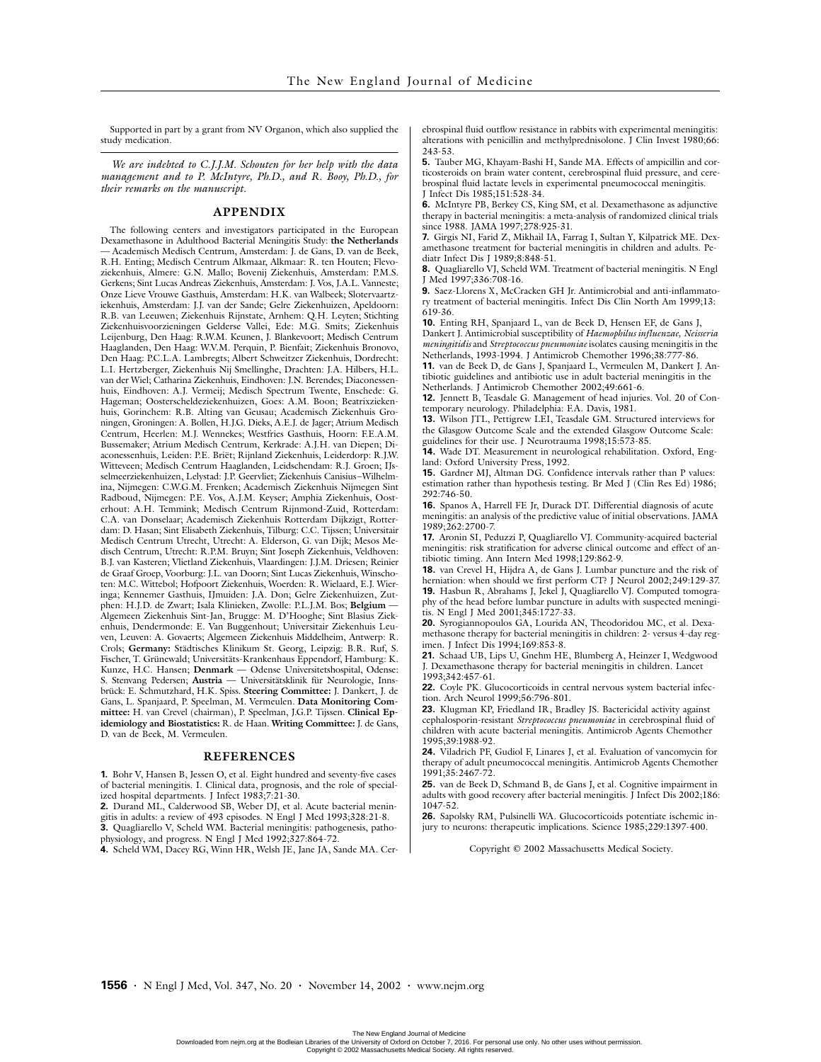Supported in part by a grant from NV Organon, which also supplied the study medication.

*We are indebted to C.J.J.M. Schouten for her help with the data management and to P. McIntyre, Ph.D., and R. Booy, Ph.D., for their remarks on the manuscript.*

## APPENDIX

The following centers and investigators participated in the European Dexamethasone in Adulthood Bacterial Meningitis Study: **the Netherlands** — Academisch Medisch Centrum, Amsterdam: J. de Gans, D. van de Beek, R.H. Enting; Medisch Centrum Alkmaar, Alkmaar: R. ten Houten; Flevoziekenhuis, Almere: G.N. Mallo; Bovenij Ziekenhuis, Amsterdam: P.M.S. Gerkens; Sint Lucas Andreas Ziekenhuis, Amsterdam: J. Vos, J.A.L. Vanneste; Onze Lieve Vrouwe Gasthuis, Amsterdam: H.K. van Walbeek; Slotervaartziekenhuis, Amsterdam: J.J. van der Sande; Gelre Ziekenhuizen, Apeldoorn: R.B. van Leeuwen; Ziekenhuis Rijnstate, Arnhem: Q.H. Leyten; Stichting Ziekenhuisvoorzieningen Gelderse Vallei, Ede: M.G. Smits; Ziekenhuis Leijenburg, Den Haag: R.W.M. Keunen, J. Blankevoort; Medisch Centrum Haaglanden, Den Haag: W.V.M. Perquin, P. Bienfait; Ziekenhuis Bronovo, Den Haag: P.C.L.A. Lambregts; Albert Schweitzer Ziekenhuis, Dordrecht: L.I. Hertzberger, Ziekenhuis Nij Smellinghe, Drachten: J.A. Hilbers, H.L. van der Wiel; Catharina Ziekenhuis, Eindhoven: J.N. Berendes; Diaconessenhuis, Eindhoven: A.J. Vermeij; Medisch Spectrum Twente, Enschede: G. Hageman; Oosterscheldeziekenhuizen, Goes: A.M. Boon; Beatrixziekenhuis, Gorinchem: R.B. Alting van Geusau; Academisch Ziekenhuis Groningen, Groningen: A. Bollen, H.J.G. Dieks, A.E.J. de Jager; Atrium Medisch Centrum, Heerlen: M.J. Wennekes; Westfries Gasthuis, Hoorn: F.E.A.M. Bussemaker; Atrium Medisch Centrum, Kerkrade: A.J.H. van Diepen; Diaconessenhuis, Leiden: P.E. Briët; Rijnland Ziekenhuis, Leiderdorp: R.J.W. Witteveen; Medisch Centrum Haaglanden, Leidschendam: R.J. Groen; IJsselmeerziekenhuizen, Lelystad: J.P. Geervliet; Ziekenhuis Canisius–Wilhelmina, Nijmegen: C.W.G.M. Frenken; Academisch Ziekenhuis Nijmegen Sint Radboud, Nijmegen: P.E. Vos, A.J.M. Keyser; Amphia Ziekenhuis, Oosterhout: A.H. Temmink; Medisch Centrum Rijnmond-Zuid, Rotterdam: C.A. van Donselaar; Academisch Ziekenhuis Rotterdam Dijkzigt, Rotterdam: D. Hasan; Sint Elisabeth Ziekenhuis, Tilburg: C.C. Tijssen; Universitair Medisch Centrum Utrecht, Utrecht: A. Elderson, G. van Dijk; Mesos Medisch Centrum, Utrecht: R.P.M. Bruyn; Sint Joseph Ziekenhuis, Veldhoven: B.J. van Kasteren; Vlietland Ziekenhuis, Vlaardingen: J.J.M. Driesen; Reinier de Graaf Groep, Voorburg: J.L. van Doorn; Sint Lucas Ziekenhuis, Winschoten: M.C. Wittebol; Hofpoort Ziekenhuis, Woerden: R. Wielaard, E.J. Wieringa; Kennemer Gasthuis, IJmuiden: J.A. Don; Gelre Ziekenhuizen, Zutphen: H.J.D. de Zwart; Isala Klinieken, Zwolle: P.L.J.M. Bos; **Belgium** — Algemeen Ziekenhuis Sint-Jan, Brugge: M. D'Hooghe; Sint Blasius Ziekenhuis, Dendermonde: E. Van Buggenhout; Universitair Ziekenhuis Leuven, Leuven: A. Govaerts; Algemeen Ziekenhuis Middelheim, Antwerp: R. Crols; **Germany:** Städtisches Klinikum St. Georg, Leipzig: B.R. Ruf, S. Fischer, T. Grünewald; Universitäts-Krankenhaus Eppendorf, Hamburg: K. Kunze, H.C. Hansen; **Denmark** — Odense Universitetshospital, Odense: S. Stenvang Pedersen; **Austria** — Universitätsklinik für Neurologie, Innsbrück: E. Schmutzhard, H.K. Spiss. **Steering Committee:** J. Dankert, J. de Gans, L. Spanjaard, P. Speelman, M. Vermeulen. **Data Monitoring Committee:** H. van Crevel (chairman), P. Speelman, J.G.P. Tijssen. **Clinical Epidemiology and Biostatistics:** R. de Haan. **Writing Committee:** J. de Gans, D. van de Beek, M. Vermeulen.

## REFERENCES

**1.** Bohr V, Hansen B, Jessen O, et al. Eight hundred and seventy-five cases of bacterial meningitis. I. Clinical data, prognosis, and the role of specialized hospital departments. J Infect 1983;7:21-30.

**2.** Durand ML, Calderwood SB, Weber DJ, et al. Acute bacterial meningitis in adults: a review of 493 episodes. N Engl J Med 1993;328:21-8.

**3.** Quagliarello V, Scheld WM. Bacterial meningitis: pathogenesis, pathophysiology, and progress. N Engl J Med 1992;327:864-72.

**4.** Scheld WM, Dacey RG, Winn HR, Welsh JE, Jane JA, Sande MA. Cerebrospinal fluid outflow resistance in rabbits with experimental meningitis: alterations with penicillin and methylprednisolone. J Clin Invest 1980;66:243-53.

**5.** Tauber MG, Khayam-Bashi H, Sande MA. Effects of ampicillin and corticosteroids on brain water content, cerebrospinal fluid pressure, and cerebrospinal fluid lactate levels in experimental pneumococcal meningitis. J Infect Dis 1985;151:528-34.

**6.** McIntyre PB, Berkey CS, King SM, et al. Dexamethasone as adjunctive therapy in bacterial meningitis: a meta-analysis of randomized clinical trials since 1988. JAMA 1997;278:925-31.

**7.** Girgis NI, Farid Z, Mikhail IA, Farrag I, Sultan Y, Kilpatrick ME. Dexamethasone treatment for bacterial meningitis in children and adults. Pediatr Infect Dis J 1989;8:848-51.

**8.** Quagliarello VJ, Scheld WM. Treatment of bacterial meningitis. N Engl J Med 1997;336:708-16.

**9.** Saez-Llorens X, McCracken GH Jr. Antimicrobial and anti-inflammatory treatment of bacterial meningitis. Infect Dis Clin North Am 1999;13:619-36.

**10.** Enting RH, Spanjaard L, van de Beek D, Hensen EF, de Gans J, Dankert J. Antimicrobial susceptibility of *Haemophilus influenzae, Neisseria meningitidis* and *Streptococcus pneumoniae* isolates causing meningitis in the Netherlands, 1993-1994. J Antimicrob Chemother 1996;38:777-86.

**11.** van de Beek D, de Gans J, Spanjaard L, Vermeulen M, Dankert J. Antibiotic guidelines and antibiotic use in adult bacterial meningitis in the Netherlands. J Antimicrob Chemother 2002;49:661-6.

**12.** Jennett B, Teasdale G. Management of head injuries. Vol. 20 of Contemporary neurology. Philadelphia: F.A. Davis, 1981.

**13.** Wilson JTL, Pettigrew LEI, Teasdale GM. Structured interviews for the Glasgow Outcome Scale and the extended Glasgow Outcome Scale: guidelines for their use. J Neurotrauma 1998;15:573-85.

**14.** Wade DT. Measurement in neurological rehabilitation. Oxford, England: Oxford University Press, 1992.

**15.** Gardner MJ, Altman DG. Confidence intervals rather than P values: estimation rather than hypothesis testing. Br Med J (Clin Res Ed) 1986;292:746-50.

**16.** Spanos A, Harrell FE Jr, Durack DT. Differential diagnosis of acute meningitis: an analysis of the predictive value of initial observations. JAMA 1989;262:2700-7.

**17.** Aronin SI, Peduzzi P, Quagliarello VJ. Community-acquired bacterial meningitis: risk stratification for adverse clinical outcome and effect of antibiotic timing. Ann Intern Med 1998;129:862-9.

**18.** van Crevel H, Hijdra A, de Gans J. Lumbar puncture and the risk of herniation: when should we first perform CT? J Neurol 2002;249:129-37.

**19.** Hasbun R, Abrahams J, Jekel J, Quagliarello VJ. Computed tomography of the head before lumbar puncture in adults with suspected meningitis. N Engl J Med 2001;345:1727-33.

**20.** Syrogiannopoulos GA, Lourida AN, Theodoridou MC, et al. Dexamethasone therapy for bacterial meningitis in children: 2- versus 4-day regimen. J Infect Dis 1994;169:853-8.

**21.** Schaad UB, Lips U, Gnehm HE, Blumberg A, Heinzer I, Wedgwood J. Dexamethasone therapy for bacterial meningitis in children. Lancet 1993;342:457-61.

**22.** Coyle PK. Glucocorticoids in central nervous system bacterial infection. Arch Neurol 1999;56:796-801.

**23.** Klugman KP, Friedland IR, Bradley JS. Bactericidal activity against cephalosporin-resistant *Streptococcus pneumoniae* in cerebrospinal fluid of children with acute bacterial meningitis. Antimicrob Agents Chemother 1995;39:1988-92.

**24.** Viladrich PF, Gudiol F, Linares J, et al. Evaluation of vancomycin for therapy of adult pneumococcal meningitis. Antimicrob Agents Chemother 1991;35:2467-72.

**25.** van de Beek D, Schmand B, de Gans J, et al. Cognitive impairment in adults with good recovery after bacterial meningitis. J Infect Dis 2002;186:1047-52.

**26.** Sapolsky RM, Pulsinelli WA. Glucocorticoids potentiate ischemic injury to neurons: therapeutic implications. Science 1985;229:1397-400.

Copyright © 2002 Massachusetts Medical Society.